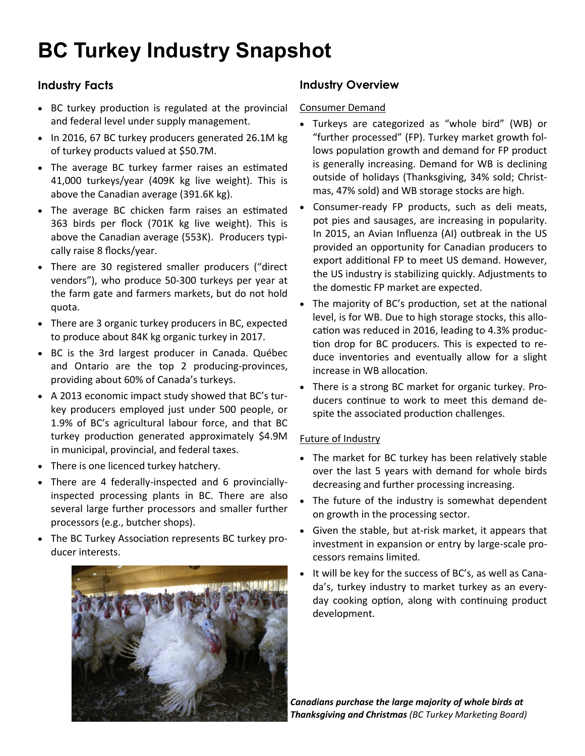# BC Turkey Industry Snapshot

## Industry Facts

- BC turkey production is regulated at the provincial and federal level under supply management.
- In 2016, 67 BC turkey producers generated 26.1M kg of turkey products valued at $50.7M.
- The average BC turkey farmer raises an estimated 41,000 turkeys/year (409K kg live weight). This is above the Canadian average (391.6K kg).
- The average BC chicken farm raises an estimated 363 birds per flock (701K kg live weight). This is above the Canadian average (553K). Producers typically raise 8 flocks/year.
- There are 30 registered smaller producers ("direct vendors"), who produce 50-300 turkeys per year at the farm gate and farmers markets, but do not hold quota.
- There are 3 organic turkey producers in BC, expected to produce about 84K kg organic turkey in 2017.
- BC is the 3rd largest producer in Canada. Québec and Ontario are the top 2 producing-provinces, providing about 60% of Canada's turkeys.
- A 2013 economic impact study showed that BC's turkey producers employed just under 500 people, or 1.9% of BC's agricultural labour force, and that BC turkey production generated approximately $4.9M in municipal, provincial, and federal taxes.
- There is one licenced turkey hatchery.
- There are 4 federally-inspected and 6 provincially-inspected processing plants in BC. There are also several large further processors and smaller further processors (e.g., butcher shops).
- The BC Turkey Association represents BC turkey producer interests.

## Industry Overview

Consumer Demand

- Turkeys are categorized as "whole bird" (WB) or "further processed" (FP). Turkey market growth follows population growth and demand for FP product is generally increasing. Demand for WB is declining outside of holidays (Thanksgiving, 34% sold; Christmas, 47% sold) and WB storage stocks are high.
- Consumer-ready FP products, such as deli meats, pot pies and sausages, are increasing in popularity. In 2015, an Avian Influenza (AI) outbreak in the US provided an opportunity for Canadian producers to export additional FP to meet US demand. However, the US industry is stabilizing quickly. Adjustments to the domestic FP market are expected.
- The majority of BC's production, set at the national level, is for WB. Due to high storage stocks, this allocation was reduced in 2016, leading to 4.3% production drop for BC producers. This is expected to reduce inventories and eventually allow for a slight increase in WB allocation.
- There is a strong BC market for organic turkey. Producers continue to work to meet this demand despite the associated production challenges.

Future of Industry

- The market for BC turkey has been relatively stable over the last 5 years with demand for whole birds decreasing and further processing increasing.
- The future of the industry is somewhat dependent on growth in the processing sector.
- Given the stable, but at-risk market, it appears that investment in expansion or entry by large-scale processors remains limited.
- It will be key for the success of BC's, as well as Canada's, turkey industry to market turkey as an everyday cooking option, along with continuing product development.

***Canadians purchase the large majority of whole birds at Thanksgiving and Christmas*** *(BC Turkey Marketing Board)*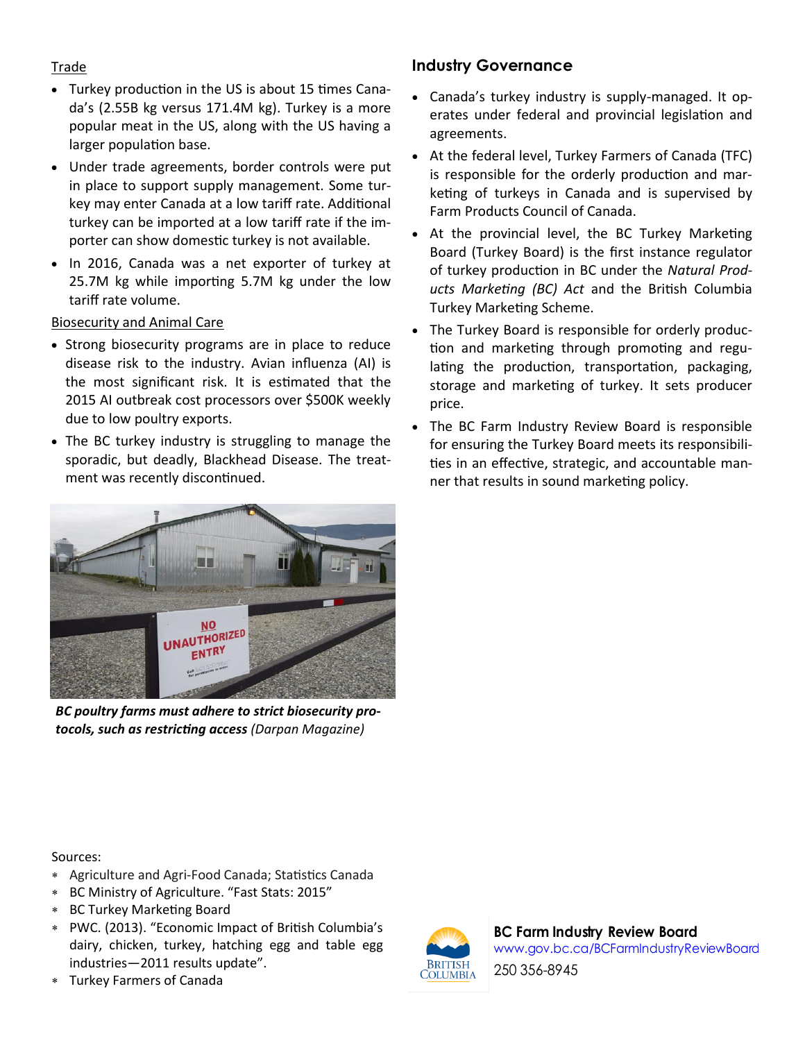### Trade

- Turkey production in the US is about 15 times Canada's (2.55B kg versus 171.4M kg). Turkey is a more popular meat in the US, along with the US having a larger population base.
- Under trade agreements, border controls were put in place to support supply management. Some turkey may enter Canada at a low tariff rate. Additional turkey can be imported at a low tariff rate if the importer can show domestic turkey is not available.
- In 2016, Canada was a net exporter of turkey at 25.7M kg while importing 5.7M kg under the low tariff rate volume.

### Biosecurity and Animal Care

- Strong biosecurity programs are in place to reduce disease risk to the industry. Avian influenza (AI) is the most significant risk. It is estimated that the 2015 AI outbreak cost processors over $500K weekly due to low poultry exports.
- The BC turkey industry is struggling to manage the sporadic, but deadly, Blackhead Disease. The treatment was recently discontinued.

***BC poultry farms must adhere to strict biosecurity protocols, such as restricting access*** *(Darpan Magazine)*

## Industry Governance

- Canada's turkey industry is supply-managed. It operates under federal and provincial legislation and agreements.
- At the federal level, Turkey Farmers of Canada (TFC) is responsible for the orderly production and marketing of turkeys in Canada and is supervised by Farm Products Council of Canada.
- At the provincial level, the BC Turkey Marketing Board (Turkey Board) is the first instance regulator of turkey production in BC under the *Natural Products Marketing (BC) Act* and the British Columbia Turkey Marketing Scheme.
- The Turkey Board is responsible for orderly production and marketing through promoting and regulating the production, transportation, packaging, storage and marketing of turkey. It sets producer price.
- The BC Farm Industry Review Board is responsible for ensuring the Turkey Board meets its responsibilities in an effective, strategic, and accountable manner that results in sound marketing policy.

Sources:

* Agriculture and Agri-Food Canada; Statistics Canada
* BC Ministry of Agriculture. "Fast Stats: 2015"
* BC Turkey Marketing Board
* PWC. (2013). "Economic Impact of British Columbia's dairy, chicken, turkey, hatching egg and table egg industries—2011 results update".
* Turkey Farmers of Canada

**BC Farm Industry Review Board**
www.gov.bc.ca/BCFarmIndustryReviewBoard
250 356-8945